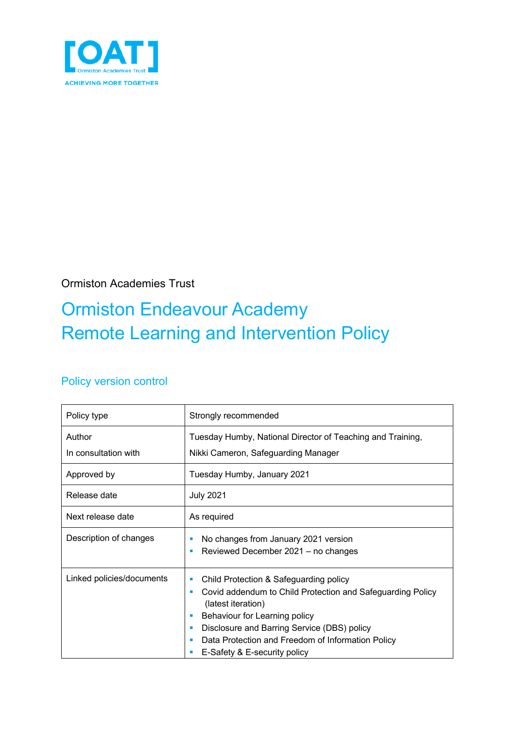[OAT]
Ormiston Academies Trust
ACHIEVING MORE TOGETHER

Ormiston Academies Trust

# Ormiston Endeavour Academy
# Remote Learning and Intervention Policy

## Policy version control

| Policy type | Strongly recommended |
|---|---|
| Author<br>In consultation with | Tuesday Humby, National Director of Teaching and Training,<br>Nikki Cameron, Safeguarding Manager |
| Approved by | Tuesday Humby, January 2021 |
| Release date | July 2021 |
| Next release date | As required |
| Description of changes | ▪ No changes from January 2021 version<br>▪ Reviewed December 2021 – no changes |
| Linked policies/documents | ▪ Child Protection & Safeguarding policy<br>▪ Covid addendum to Child Protection and Safeguarding Policy (latest iteration)<br>▪ Behaviour for Learning policy<br>▪ Disclosure and Barring Service (DBS) policy<br>▪ Data Protection and Freedom of Information Policy<br>▪ E-Safety & E-security policy |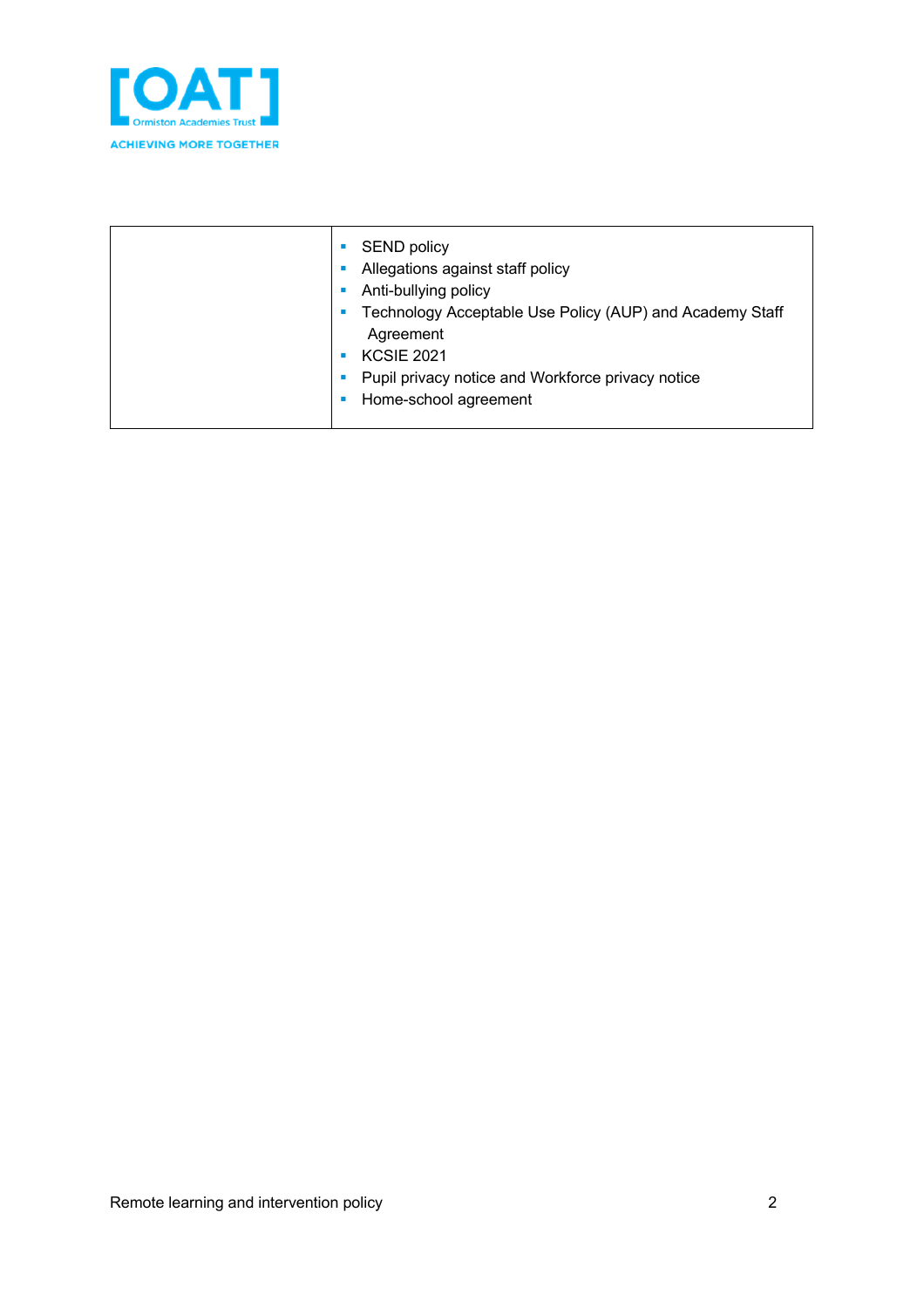|  |  |
| --- | --- |
|  | ▪ SEND policy<br>▪ Allegations against staff policy<br>▪ Anti-bullying policy<br>▪ Technology Acceptable Use Policy (AUP) and Academy Staff Agreement<br>▪ KCSIE 2021<br>▪ Pupil privacy notice and Workforce privacy notice<br>▪ Home-school agreement |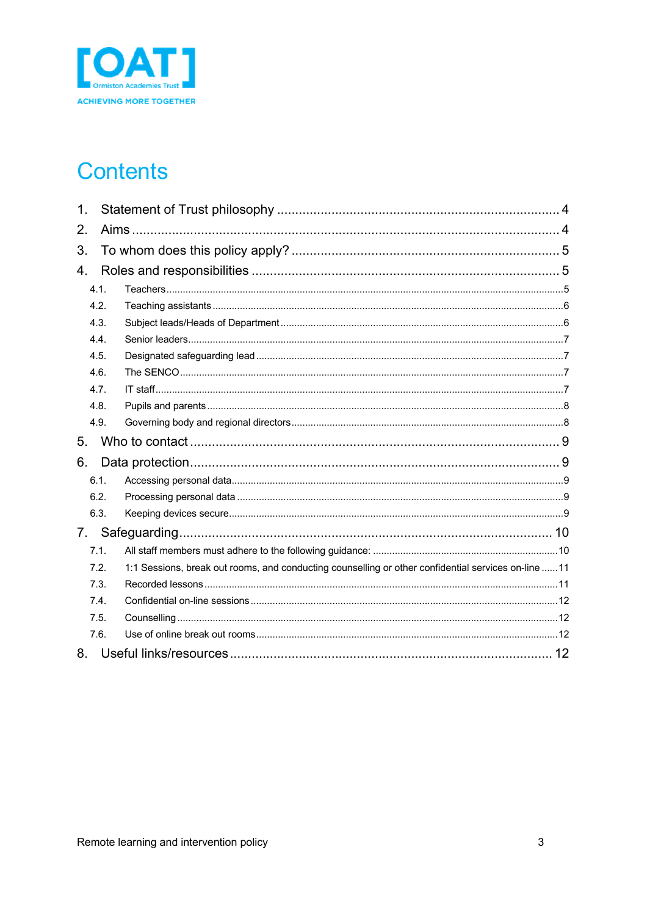# Contents

1. Statement of Trust philosophy ..... 4
2. Aims ..... 4
3. To whom does this policy apply? ..... 5
4. Roles and responsibilities ..... 5
   - 4.1. Teachers ..... 5
   - 4.2. Teaching assistants ..... 6
   - 4.3. Subject leads/Heads of Department ..... 6
   - 4.4. Senior leaders ..... 7
   - 4.5. Designated safeguarding lead ..... 7
   - 4.6. The SENCO ..... 7
   - 4.7. IT staff ..... 7
   - 4.8. Pupils and parents ..... 8
   - 4.9. Governing body and regional directors ..... 8
5. Who to contact ..... 9
6. Data protection ..... 9
   - 6.1. Accessing personal data ..... 9
   - 6.2. Processing personal data ..... 9
   - 6.3. Keeping devices secure ..... 9
7. Safeguarding ..... 10
   - 7.1. All staff members must adhere to the following guidance: ..... 10
   - 7.2. 1:1 Sessions, break out rooms, and conducting counselling or other confidential services on-line ..... 11
   - 7.3. Recorded lessons ..... 11
   - 7.4. Confidential on-line sessions ..... 12
   - 7.5. Counselling ..... 12
   - 7.6. Use of online break out rooms ..... 12
8. Useful links/resources ..... 12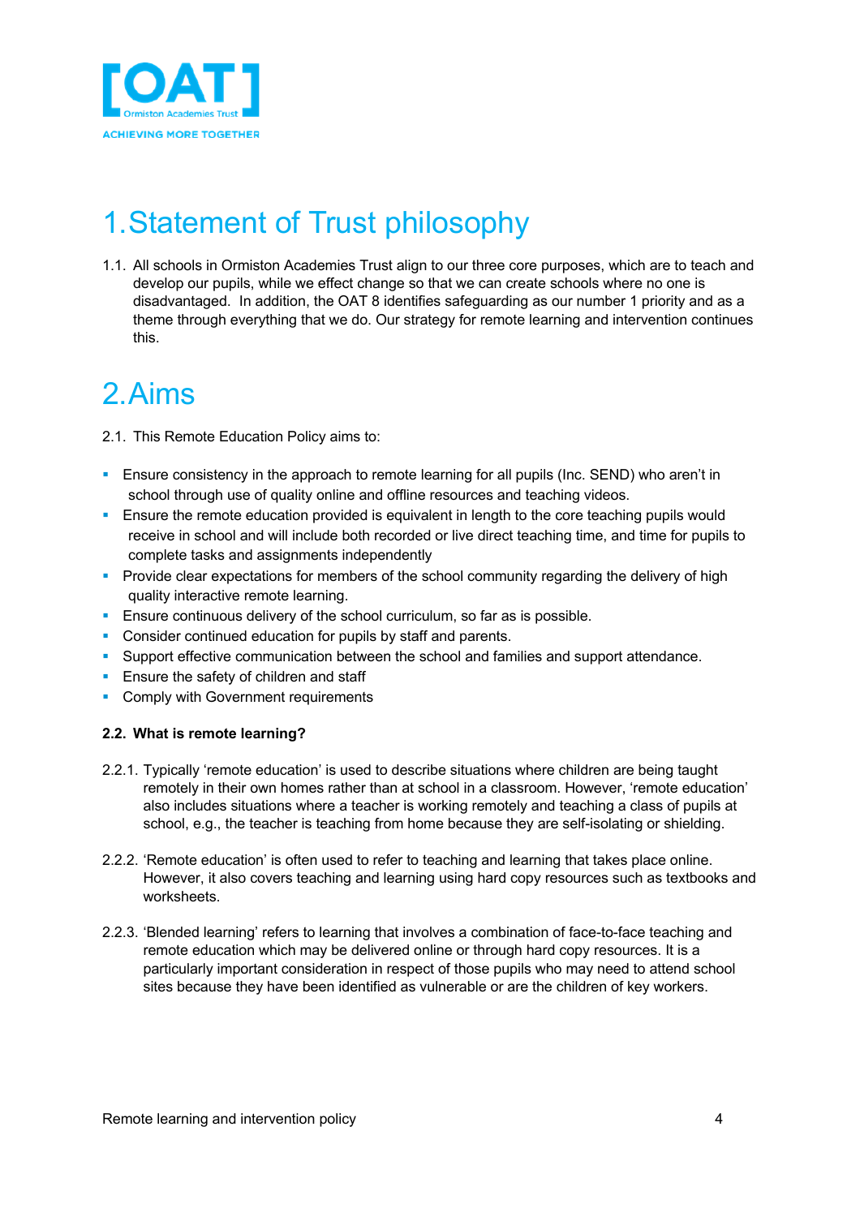# 1. Statement of Trust philosophy

1.1. All schools in Ormiston Academies Trust align to our three core purposes, which are to teach and develop our pupils, while we effect change so that we can create schools where no one is disadvantaged. In addition, the OAT 8 identifies safeguarding as our number 1 priority and as a theme through everything that we do. Our strategy for remote learning and intervention continues this.

# 2. Aims

2.1. This Remote Education Policy aims to:

- Ensure consistency in the approach to remote learning for all pupils (Inc. SEND) who aren't in school through use of quality online and offline resources and teaching videos.
- Ensure the remote education provided is equivalent in length to the core teaching pupils would receive in school and will include both recorded or live direct teaching time, and time for pupils to complete tasks and assignments independently
- Provide clear expectations for members of the school community regarding the delivery of high quality interactive remote learning.
- Ensure continuous delivery of the school curriculum, so far as is possible.
- Consider continued education for pupils by staff and parents.
- Support effective communication between the school and families and support attendance.
- Ensure the safety of children and staff
- Comply with Government requirements

**2.2. What is remote learning?**

2.2.1. Typically 'remote education' is used to describe situations where children are being taught remotely in their own homes rather than at school in a classroom. However, 'remote education' also includes situations where a teacher is working remotely and teaching a class of pupils at school, e.g., the teacher is teaching from home because they are self-isolating or shielding.

2.2.2. 'Remote education' is often used to refer to teaching and learning that takes place online. However, it also covers teaching and learning using hard copy resources such as textbooks and worksheets.

2.2.3. 'Blended learning' refers to learning that involves a combination of face-to-face teaching and remote education which may be delivered online or through hard copy resources. It is a particularly important consideration in respect of those pupils who may need to attend school sites because they have been identified as vulnerable or are the children of key workers.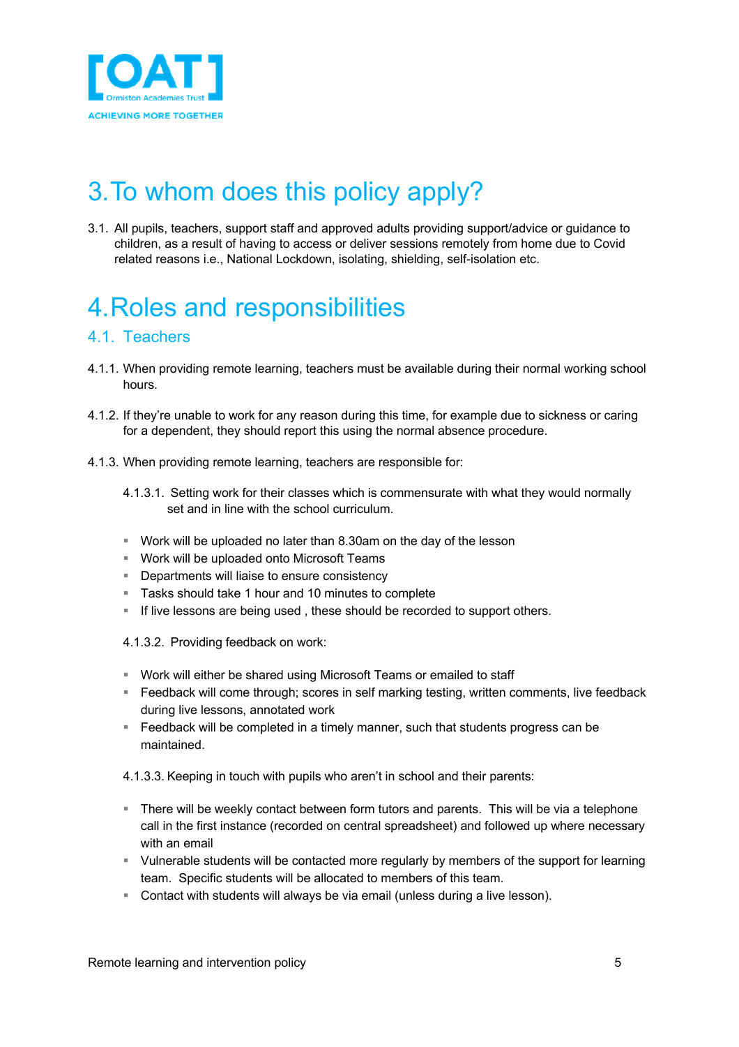# 3. To whom does this policy apply?

3.1. All pupils, teachers, support staff and approved adults providing support/advice or guidance to children, as a result of having to access or deliver sessions remotely from home due to Covid related reasons i.e., National Lockdown, isolating, shielding, self-isolation etc.

# 4. Roles and responsibilities

## 4.1. Teachers

4.1.1. When providing remote learning, teachers must be available during their normal working school hours.

4.1.2. If they're unable to work for any reason during this time, for example due to sickness or caring for a dependent, they should report this using the normal absence procedure.

4.1.3. When providing remote learning, teachers are responsible for:

4.1.3.1. Setting work for their classes which is commensurate with what they would normally set and in line with the school curriculum.

- Work will be uploaded no later than 8.30am on the day of the lesson
- Work will be uploaded onto Microsoft Teams
- Departments will liaise to ensure consistency
- Tasks should take 1 hour and 10 minutes to complete
- If live lessons are being used , these should be recorded to support others.

4.1.3.2. Providing feedback on work:

- Work will either be shared using Microsoft Teams or emailed to staff
- Feedback will come through; scores in self marking testing, written comments, live feedback during live lessons, annotated work
- Feedback will be completed in a timely manner, such that students progress can be maintained.

4.1.3.3. Keeping in touch with pupils who aren't in school and their parents:

- There will be weekly contact between form tutors and parents. This will be via a telephone call in the first instance (recorded on central spreadsheet) and followed up where necessary with an email
- Vulnerable students will be contacted more regularly by members of the support for learning team. Specific students will be allocated to members of this team.
- Contact with students will always be via email (unless during a live lesson).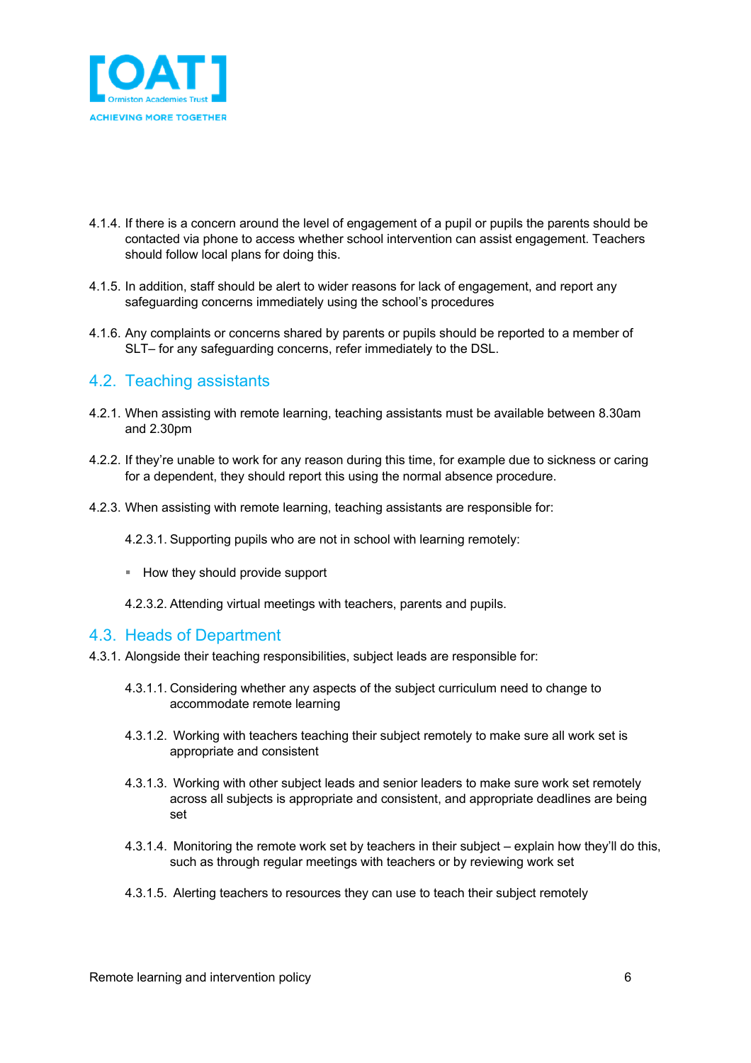4.1.4. If there is a concern around the level of engagement of a pupil or pupils the parents should be contacted via phone to access whether school intervention can assist engagement. Teachers should follow local plans for doing this.

4.1.5. In addition, staff should be alert to wider reasons for lack of engagement, and report any safeguarding concerns immediately using the school's procedures

4.1.6. Any complaints or concerns shared by parents or pupils should be reported to a member of SLT– for any safeguarding concerns, refer immediately to the DSL.

## 4.2. Teaching assistants

4.2.1. When assisting with remote learning, teaching assistants must be available between 8.30am and 2.30pm

4.2.2. If they're unable to work for any reason during this time, for example due to sickness or caring for a dependent, they should report this using the normal absence procedure.

4.2.3. When assisting with remote learning, teaching assistants are responsible for:

4.2.3.1. Supporting pupils who are not in school with learning remotely:

- How they should provide support

4.2.3.2. Attending virtual meetings with teachers, parents and pupils.

## 4.3. Heads of Department

4.3.1. Alongside their teaching responsibilities, subject leads are responsible for:

4.3.1.1. Considering whether any aspects of the subject curriculum need to change to accommodate remote learning

4.3.1.2. Working with teachers teaching their subject remotely to make sure all work set is appropriate and consistent

4.3.1.3. Working with other subject leads and senior leaders to make sure work set remotely across all subjects is appropriate and consistent, and appropriate deadlines are being set

4.3.1.4. Monitoring the remote work set by teachers in their subject – explain how they'll do this, such as through regular meetings with teachers or by reviewing work set

4.3.1.5. Alerting teachers to resources they can use to teach their subject remotely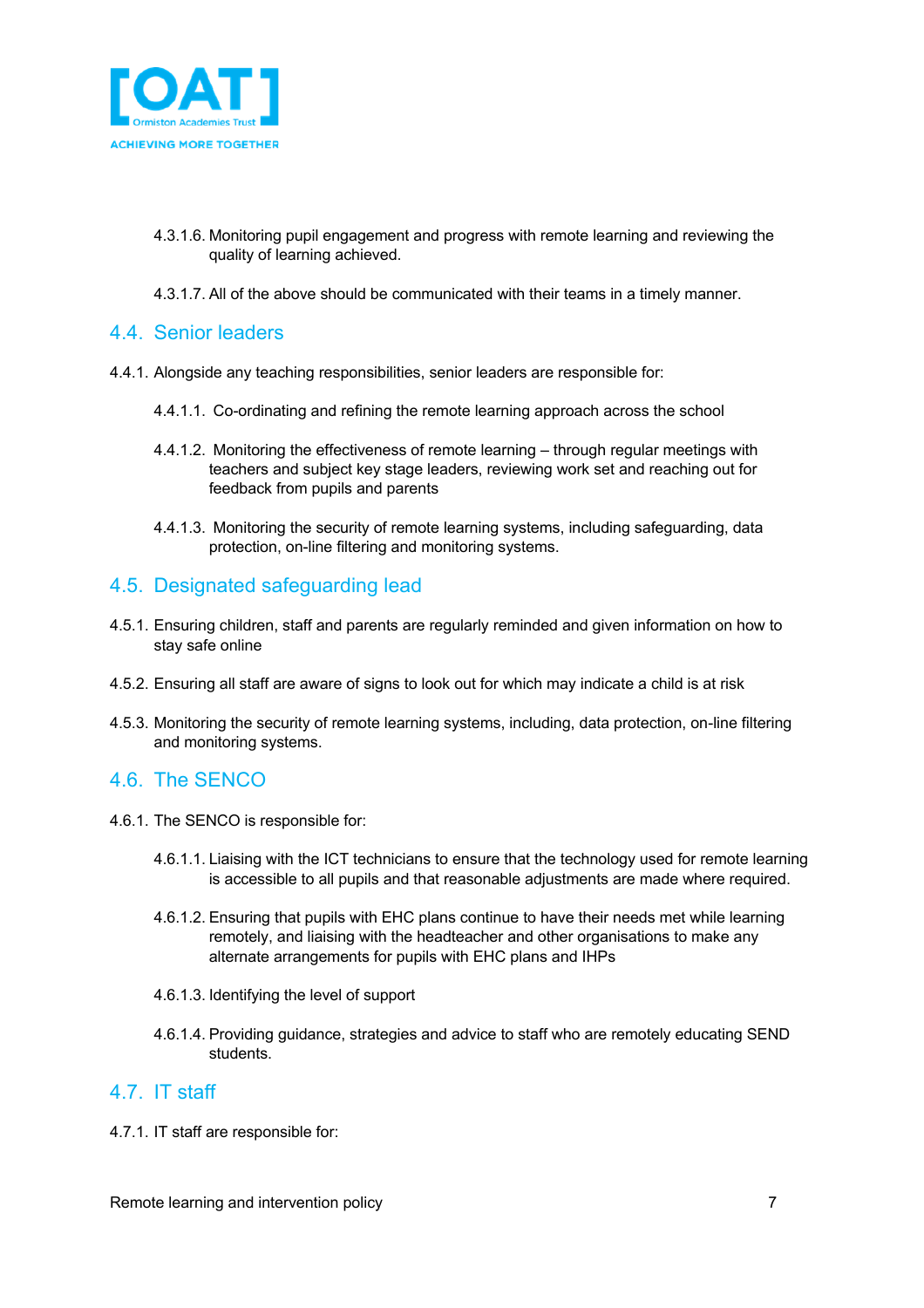4.3.1.6. Monitoring pupil engagement and progress with remote learning and reviewing the quality of learning achieved.

4.3.1.7. All of the above should be communicated with their teams in a timely manner.

## 4.4. Senior leaders

4.4.1. Alongside any teaching responsibilities, senior leaders are responsible for:

4.4.1.1. Co-ordinating and refining the remote learning approach across the school

4.4.1.2. Monitoring the effectiveness of remote learning – through regular meetings with teachers and subject key stage leaders, reviewing work set and reaching out for feedback from pupils and parents

4.4.1.3. Monitoring the security of remote learning systems, including safeguarding, data protection, on-line filtering and monitoring systems.

## 4.5. Designated safeguarding lead

4.5.1. Ensuring children, staff and parents are regularly reminded and given information on how to stay safe online

4.5.2. Ensuring all staff are aware of signs to look out for which may indicate a child is at risk

4.5.3. Monitoring the security of remote learning systems, including, data protection, on-line filtering and monitoring systems.

## 4.6. The SENCO

4.6.1. The SENCO is responsible for:

4.6.1.1. Liaising with the ICT technicians to ensure that the technology used for remote learning is accessible to all pupils and that reasonable adjustments are made where required.

4.6.1.2. Ensuring that pupils with EHC plans continue to have their needs met while learning remotely, and liaising with the headteacher and other organisations to make any alternate arrangements for pupils with EHC plans and IHPs

4.6.1.3. Identifying the level of support

4.6.1.4. Providing guidance, strategies and advice to staff who are remotely educating SEND students.

## 4.7. IT staff

4.7.1. IT staff are responsible for: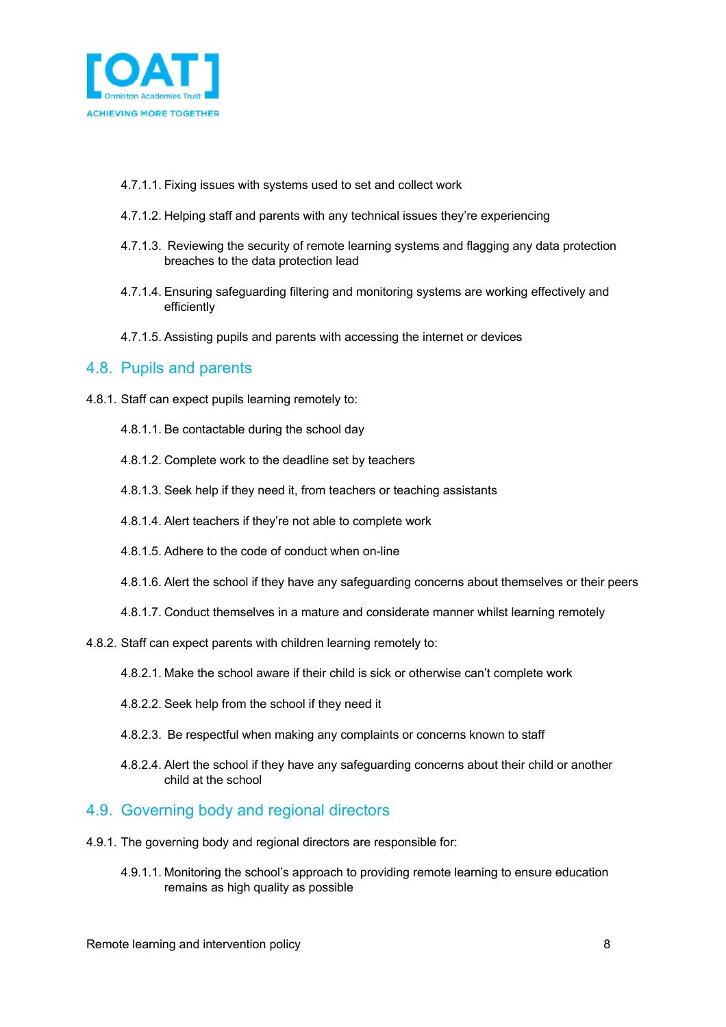4.7.1.1. Fixing issues with systems used to set and collect work

4.7.1.2. Helping staff and parents with any technical issues they're experiencing

4.7.1.3. Reviewing the security of remote learning systems and flagging any data protection breaches to the data protection lead

4.7.1.4. Ensuring safeguarding filtering and monitoring systems are working effectively and efficiently

4.7.1.5. Assisting pupils and parents with accessing the internet or devices

## 4.8. Pupils and parents

4.8.1. Staff can expect pupils learning remotely to:

4.8.1.1. Be contactable during the school day

4.8.1.2. Complete work to the deadline set by teachers

4.8.1.3. Seek help if they need it, from teachers or teaching assistants

4.8.1.4. Alert teachers if they're not able to complete work

4.8.1.5. Adhere to the code of conduct when on-line

4.8.1.6. Alert the school if they have any safeguarding concerns about themselves or their peers

4.8.1.7. Conduct themselves in a mature and considerate manner whilst learning remotely

4.8.2. Staff can expect parents with children learning remotely to:

4.8.2.1. Make the school aware if their child is sick or otherwise can't complete work

4.8.2.2. Seek help from the school if they need it

4.8.2.3. Be respectful when making any complaints or concerns known to staff

4.8.2.4. Alert the school if they have any safeguarding concerns about their child or another child at the school

## 4.9. Governing body and regional directors

4.9.1. The governing body and regional directors are responsible for:

4.9.1.1. Monitoring the school's approach to providing remote learning to ensure education remains as high quality as possible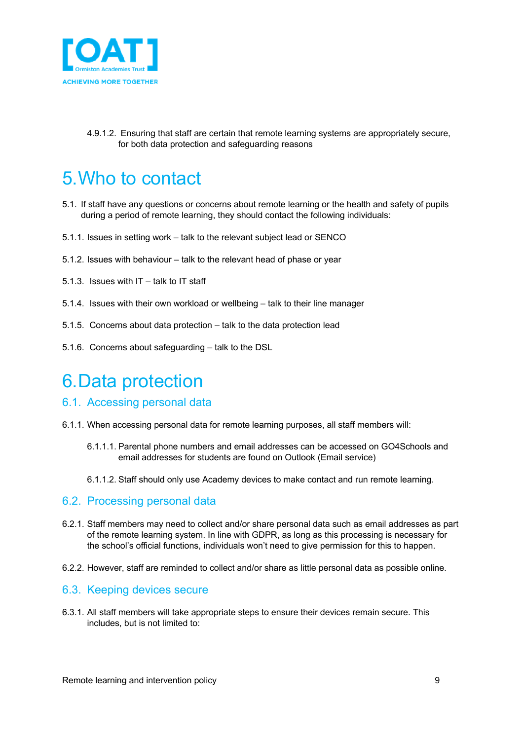4.9.1.2. Ensuring that staff are certain that remote learning systems are appropriately secure, for both data protection and safeguarding reasons

# 5. Who to contact

5.1. If staff have any questions or concerns about remote learning or the health and safety of pupils during a period of remote learning, they should contact the following individuals:

5.1.1. Issues in setting work – talk to the relevant subject lead or SENCO

5.1.2. Issues with behaviour – talk to the relevant head of phase or year

5.1.3. Issues with IT – talk to IT staff

5.1.4. Issues with their own workload or wellbeing – talk to their line manager

5.1.5. Concerns about data protection – talk to the data protection lead

5.1.6. Concerns about safeguarding – talk to the DSL

# 6. Data protection

## 6.1. Accessing personal data

6.1.1. When accessing personal data for remote learning purposes, all staff members will:

6.1.1.1. Parental phone numbers and email addresses can be accessed on GO4Schools and email addresses for students are found on Outlook (Email service)

6.1.1.2. Staff should only use Academy devices to make contact and run remote learning.

## 6.2. Processing personal data

6.2.1. Staff members may need to collect and/or share personal data such as email addresses as part of the remote learning system. In line with GDPR, as long as this processing is necessary for the school's official functions, individuals won't need to give permission for this to happen.

6.2.2. However, staff are reminded to collect and/or share as little personal data as possible online.

## 6.3. Keeping devices secure

6.3.1. All staff members will take appropriate steps to ensure their devices remain secure. This includes, but is not limited to: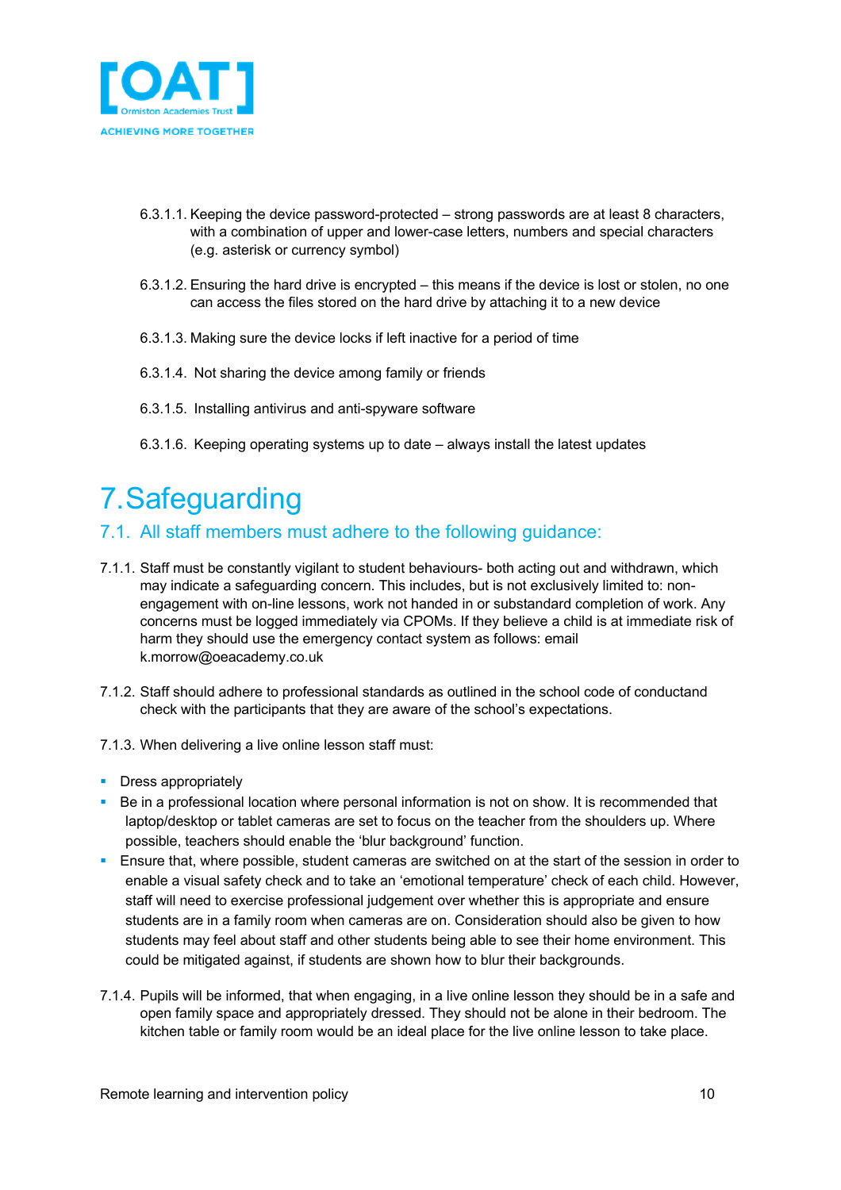6.3.1.1. Keeping the device password-protected – strong passwords are at least 8 characters, with a combination of upper and lower-case letters, numbers and special characters (e.g. asterisk or currency symbol)

6.3.1.2. Ensuring the hard drive is encrypted – this means if the device is lost or stolen, no one can access the files stored on the hard drive by attaching it to a new device

6.3.1.3. Making sure the device locks if left inactive for a period of time

6.3.1.4. Not sharing the device among family or friends

6.3.1.5. Installing antivirus and anti-spyware software

6.3.1.6. Keeping operating systems up to date – always install the latest updates

# 7. Safeguarding

## 7.1. All staff members must adhere to the following guidance:

7.1.1. Staff must be constantly vigilant to student behaviours- both acting out and withdrawn, which may indicate a safeguarding concern. This includes, but is not exclusively limited to: non-engagement with on-line lessons, work not handed in or substandard completion of work. Any concerns must be logged immediately via CPOMs. If they believe a child is at immediate risk of harm they should use the emergency contact system as follows: email k.morrow@oeacademy.co.uk

7.1.2. Staff should adhere to professional standards as outlined in the school code of conductand check with the participants that they are aware of the school's expectations.

7.1.3. When delivering a live online lesson staff must:

- Dress appropriately
- Be in a professional location where personal information is not on show. It is recommended that laptop/desktop or tablet cameras are set to focus on the teacher from the shoulders up. Where possible, teachers should enable the 'blur background' function.
- Ensure that, where possible, student cameras are switched on at the start of the session in order to enable a visual safety check and to take an 'emotional temperature' check of each child. However, staff will need to exercise professional judgement over whether this is appropriate and ensure students are in a family room when cameras are on. Consideration should also be given to how students may feel about staff and other students being able to see their home environment. This could be mitigated against, if students are shown how to blur their backgrounds.

7.1.4. Pupils will be informed, that when engaging, in a live online lesson they should be in a safe and open family space and appropriately dressed. They should not be alone in their bedroom. The kitchen table or family room would be an ideal place for the live online lesson to take place.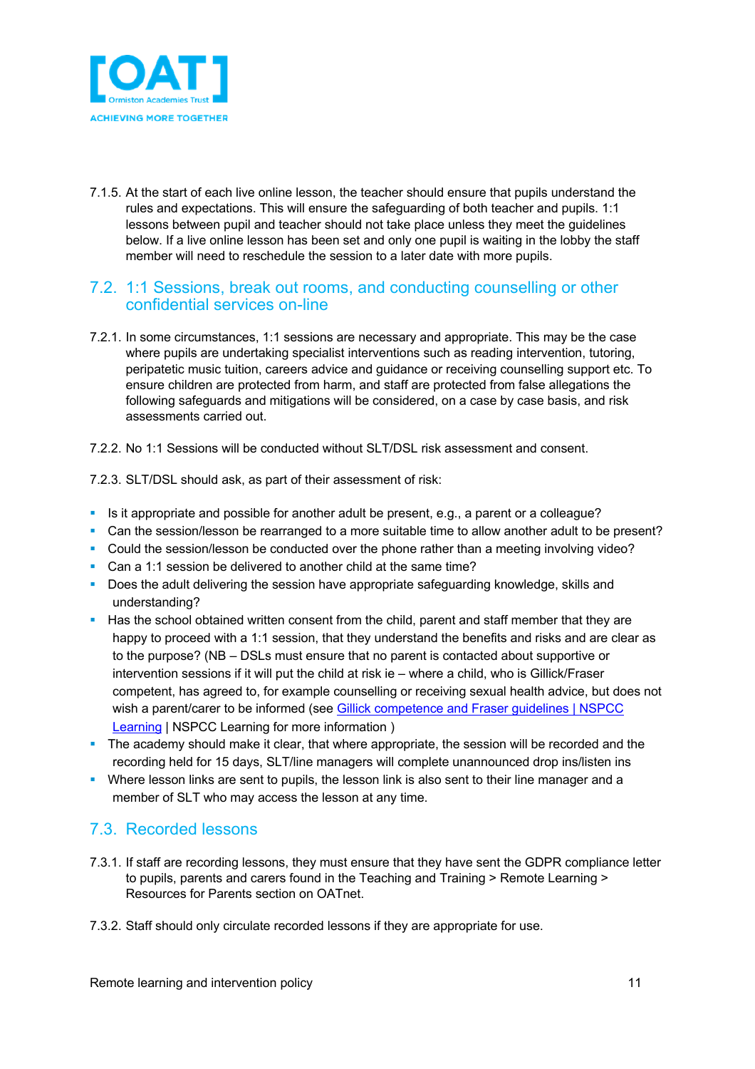7.1.5. At the start of each live online lesson, the teacher should ensure that pupils understand the rules and expectations. This will ensure the safeguarding of both teacher and pupils. 1:1 lessons between pupil and teacher should not take place unless they meet the guidelines below. If a live online lesson has been set and only one pupil is waiting in the lobby the staff member will need to reschedule the session to a later date with more pupils.

## 7.2. 1:1 Sessions, break out rooms, and conducting counselling or other confidential services on-line

7.2.1. In some circumstances, 1:1 sessions are necessary and appropriate. This may be the case where pupils are undertaking specialist interventions such as reading intervention, tutoring, peripatetic music tuition, careers advice and guidance or receiving counselling support etc. To ensure children are protected from harm, and staff are protected from false allegations the following safeguards and mitigations will be considered, on a case by case basis, and risk assessments carried out.

7.2.2. No 1:1 Sessions will be conducted without SLT/DSL risk assessment and consent.

7.2.3. SLT/DSL should ask, as part of their assessment of risk:

- Is it appropriate and possible for another adult be present, e.g., a parent or a colleague?
- Can the session/lesson be rearranged to a more suitable time to allow another adult to be present?
- Could the session/lesson be conducted over the phone rather than a meeting involving video?
- Can a 1:1 session be delivered to another child at the same time?
- Does the adult delivering the session have appropriate safeguarding knowledge, skills and understanding?
- Has the school obtained written consent from the child, parent and staff member that they are happy to proceed with a 1:1 session, that they understand the benefits and risks and are clear as to the purpose? (NB – DSLs must ensure that no parent is contacted about supportive or intervention sessions if it will put the child at risk ie – where a child, who is Gillick/Fraser competent, has agreed to, for example counselling or receiving sexual health advice, but does not wish a parent/carer to be informed (see [Gillick competence and Fraser guidelines | NSPCC Learning](#) | NSPCC Learning for more information )
- The academy should make it clear, that where appropriate, the session will be recorded and the recording held for 15 days, SLT/line managers will complete unannounced drop ins/listen ins
- Where lesson links are sent to pupils, the lesson link is also sent to their line manager and a member of SLT who may access the lesson at any time.

## 7.3. Recorded lessons

7.3.1. If staff are recording lessons, they must ensure that they have sent the GDPR compliance letter to pupils, parents and carers found in the Teaching and Training > Remote Learning > Resources for Parents section on OATnet.

7.3.2. Staff should only circulate recorded lessons if they are appropriate for use.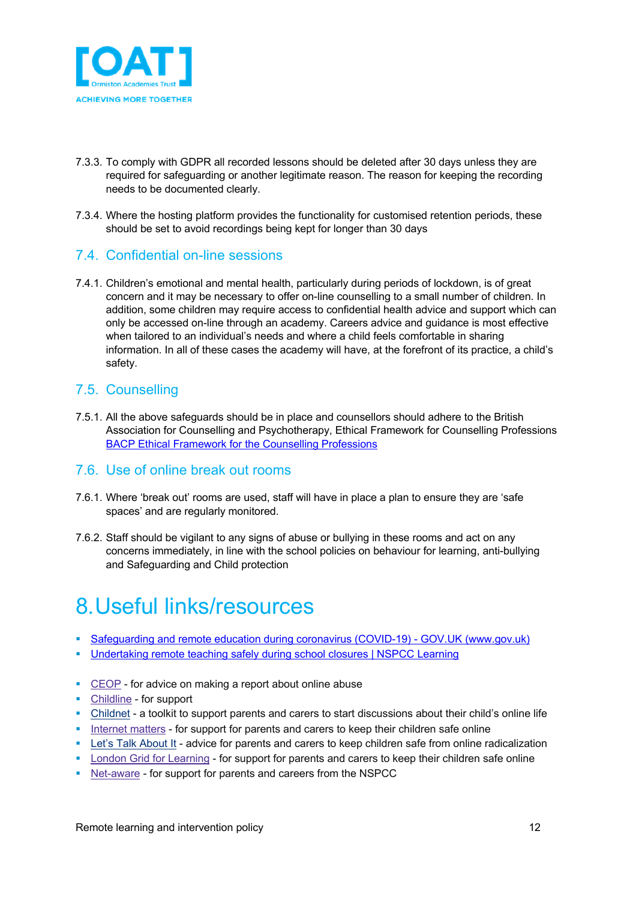7.3.3. To comply with GDPR all recorded lessons should be deleted after 30 days unless they are required for safeguarding or another legitimate reason. The reason for keeping the recording needs to be documented clearly.

7.3.4. Where the hosting platform provides the functionality for customised retention periods, these should be set to avoid recordings being kept for longer than 30 days

## 7.4. Confidential on-line sessions

7.4.1. Children's emotional and mental health, particularly during periods of lockdown, is of great concern and it may be necessary to offer on-line counselling to a small number of children. In addition, some children may require access to confidential health advice and support which can only be accessed on-line through an academy. Careers advice and guidance is most effective when tailored to an individual's needs and where a child feels comfortable in sharing information. In all of these cases the academy will have, at the forefront of its practice, a child's safety.

## 7.5. Counselling

7.5.1. All the above safeguards should be in place and counsellors should adhere to the British Association for Counselling and Psychotherapy, Ethical Framework for Counselling Professions BACP Ethical Framework for the Counselling Professions

## 7.6. Use of online break out rooms

7.6.1. Where 'break out' rooms are used, staff will have in place a plan to ensure they are 'safe spaces' and are regularly monitored.

7.6.2. Staff should be vigilant to any signs of abuse or bullying in these rooms and act on any concerns immediately, in line with the school policies on behaviour for learning, anti-bullying and Safeguarding and Child protection

# 8. Useful links/resources

- Safeguarding and remote education during coronavirus (COVID-19) - GOV.UK (www.gov.uk)
- Undertaking remote teaching safely during school closures | NSPCC Learning

- CEOP - for advice on making a report about online abuse
- Childline - for support
- Childnet - a toolkit to support parents and carers to start discussions about their child's online life
- Internet matters - for support for parents and carers to keep their children safe online
- Let's Talk About It - advice for parents and carers to keep children safe from online radicalization
- London Grid for Learning - for support for parents and carers to keep their children safe online
- Net-aware - for support for parents and careers from the NSPCC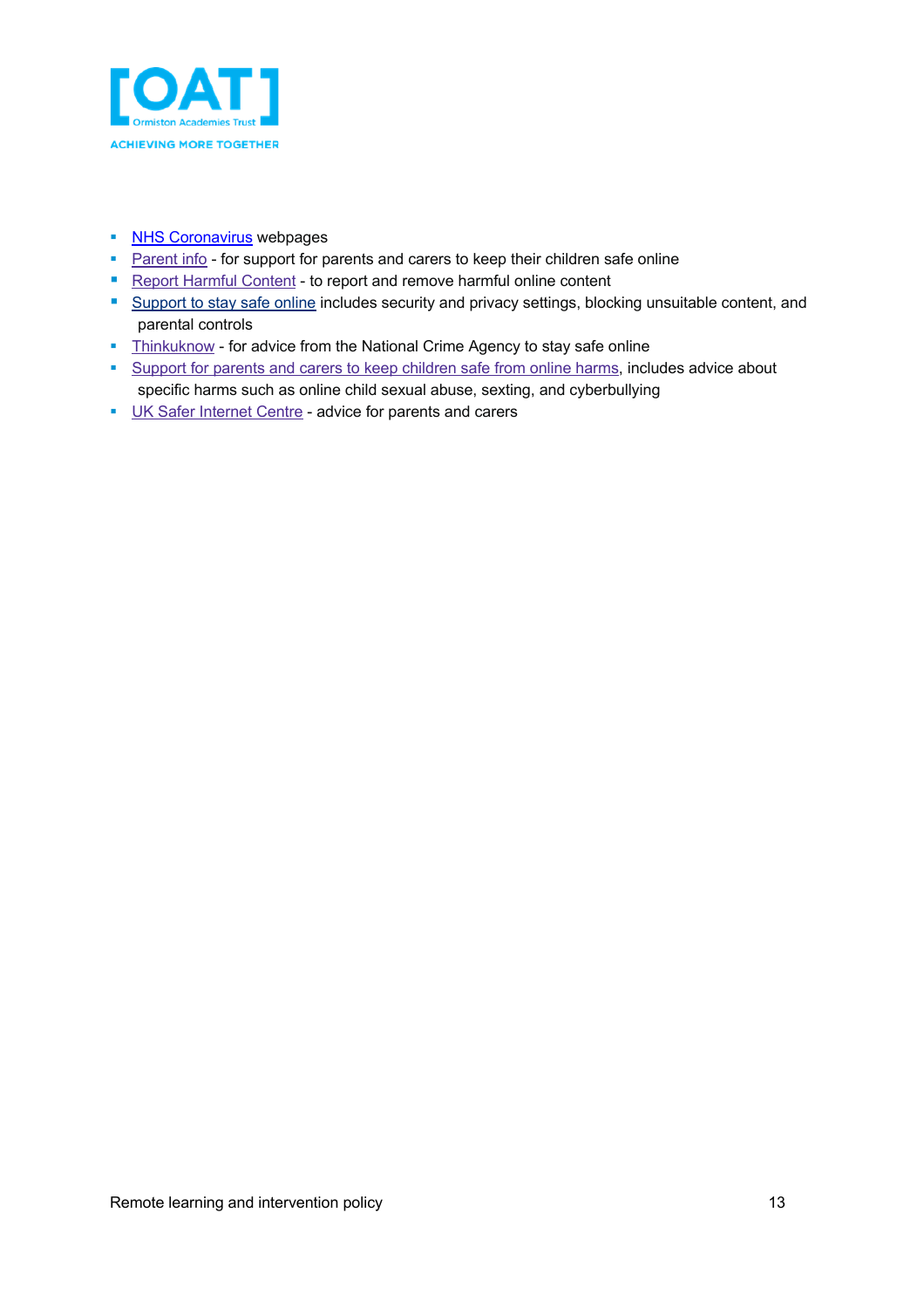- NHS Coronavirus webpages
- Parent info - for support for parents and carers to keep their children safe online
- Report Harmful Content - to report and remove harmful online content
- Support to stay safe online includes security and privacy settings, blocking unsuitable content, and parental controls
- Thinkuknow - for advice from the National Crime Agency to stay safe online
- Support for parents and carers to keep children safe from online harms, includes advice about specific harms such as online child sexual abuse, sexting, and cyberbullying
- UK Safer Internet Centre - advice for parents and carers